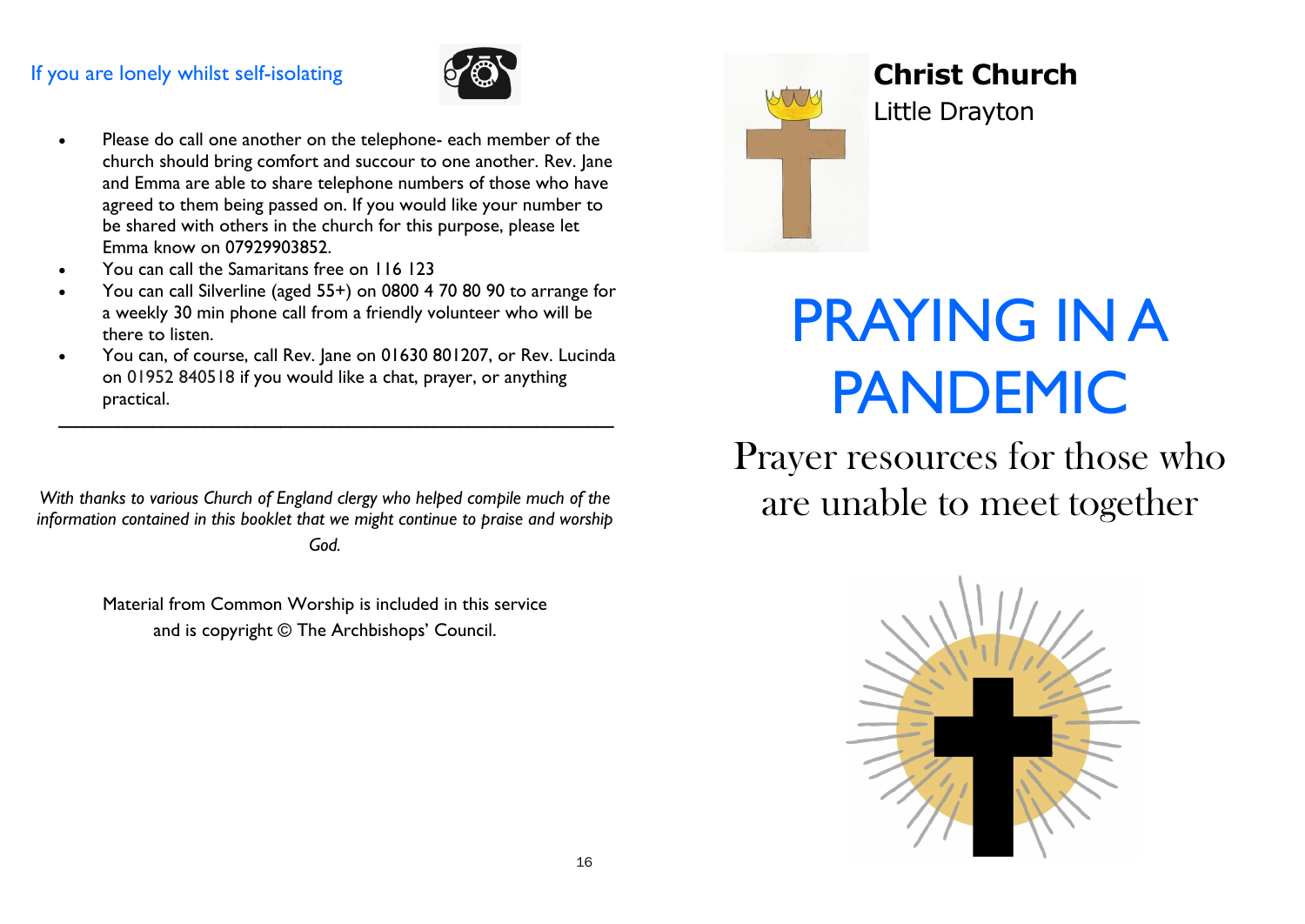If you are lonely whilst self-isolating

- Please do call one another on the telephone- each member of the church should bring comfort and succour to one another. Rev. Jane and Emma are able to share telephone numbers of those who have agreed to them being passed on. If you would like your number to be shared with others in the church for this purpose, please let Emma know on 07929903852.
- You can call the Samaritans free on 116 123
- You can call Silverline (aged 55+) on 0800 4 70 80 90 to arrange for a weekly 30 min phone call from a friendly volunteer who will be there to listen.
- You can, of course, call Rev. Jane on 01630 801207, or Rev. Lucinda on 01952 840518 if you would like a chat, prayer, or anything practical.

---

*With thanks to various Church of England clergy who helped compile much of the information contained in this booklet that we might continue to praise and worship God.*

Material from Common Worship is included in this service and is copyright © The Archbishops' Council.

**Christ Church**
Little Drayton

# PRAYING IN A PANDEMIC

## Prayer resources for those who are unable to meet together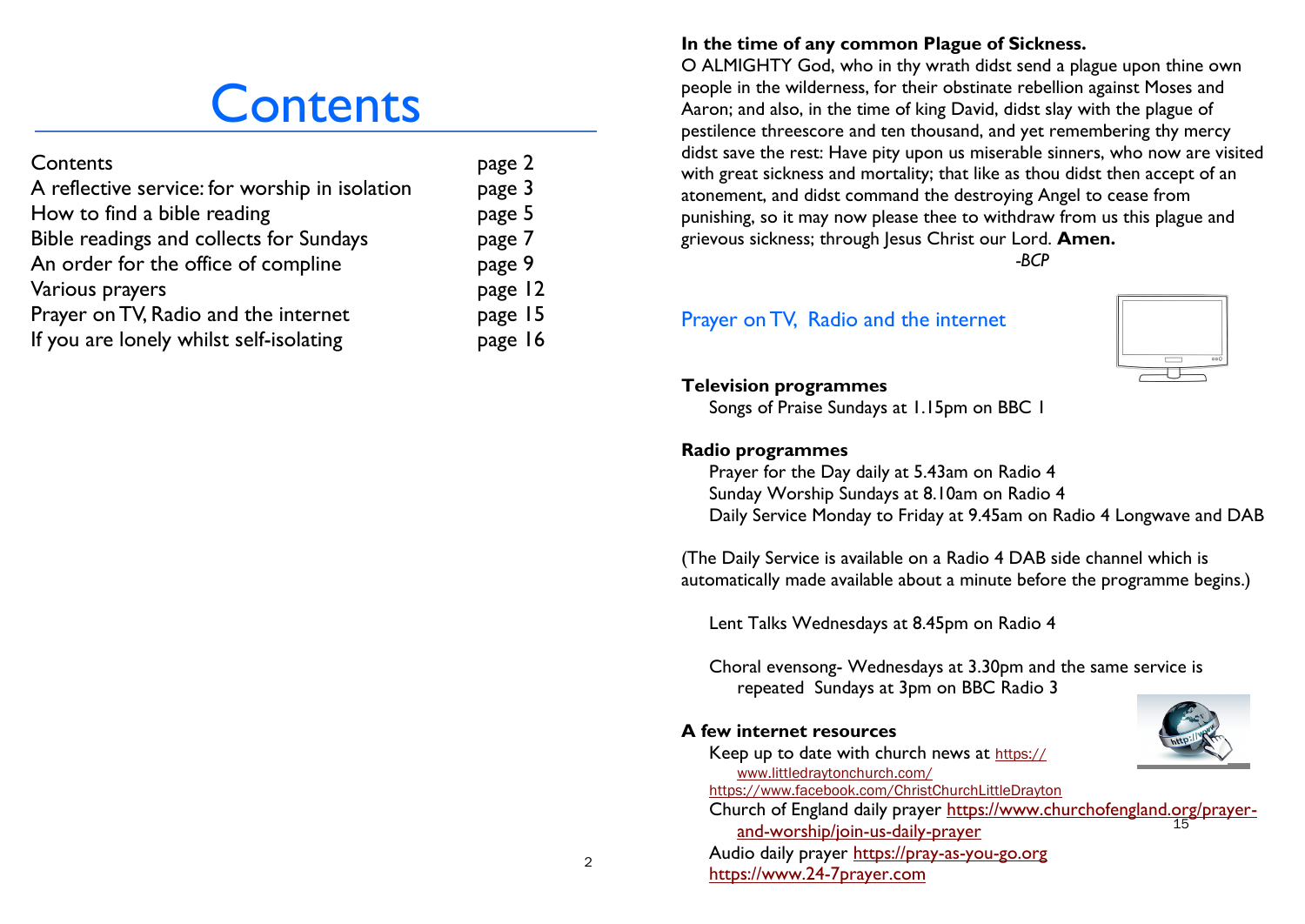# Contents

| | |
|---|---|
| Contents | page 2 |
| A reflective service: for worship in isolation | page 3 |
| How to find a bible reading | page 5 |
| Bible readings and collects for Sundays | page 7 |
| An order for the office of compline | page 9 |
| Various prayers | page 12 |
| Prayer on TV, Radio and the internet | page 15 |
| If you are lonely whilst self-isolating | page 16 |

**In the time of any common Plague of Sickness.**

O ALMIGHTY God, who in thy wrath didst send a plague upon thine own people in the wilderness, for their obstinate rebellion against Moses and Aaron; and also, in the time of king David, didst slay with the plague of pestilence threescore and ten thousand, and yet remembering thy mercy didst save the rest: Have pity upon us miserable sinners, who now are visited with great sickness and mortality; that like as thou didst then accept of an atonement, and didst command the destroying Angel to cease from punishing, so it may now please thee to withdraw from us this plague and grievous sickness; through Jesus Christ our Lord. **Amen.**

*-BCP*

## Prayer on TV, Radio and the internet

**Television programmes**

Songs of Praise Sundays at 1.15pm on BBC 1

**Radio programmes**

Prayer for the Day daily at 5.43am on Radio 4
Sunday Worship Sundays at 8.10am on Radio 4
Daily Service Monday to Friday at 9.45am on Radio 4 Longwave and DAB

(The Daily Service is available on a Radio 4 DAB side channel which is automatically made available about a minute before the programme begins.)

Lent Talks Wednesdays at 8.45pm on Radio 4

Choral evensong- Wednesdays at 3.30pm and the same service is repeated Sundays at 3pm on BBC Radio 3

**A few internet resources**

Keep up to date with church news at https://www.littledraytonchurch.com/
https://www.facebook.com/ChristChurchLittleDrayton

Church of England daily prayer https://www.churchofengland.org/prayer-and-worship/join-us-daily-prayer

Audio daily prayer https://pray-as-you-go.org
https://www.24-7prayer.com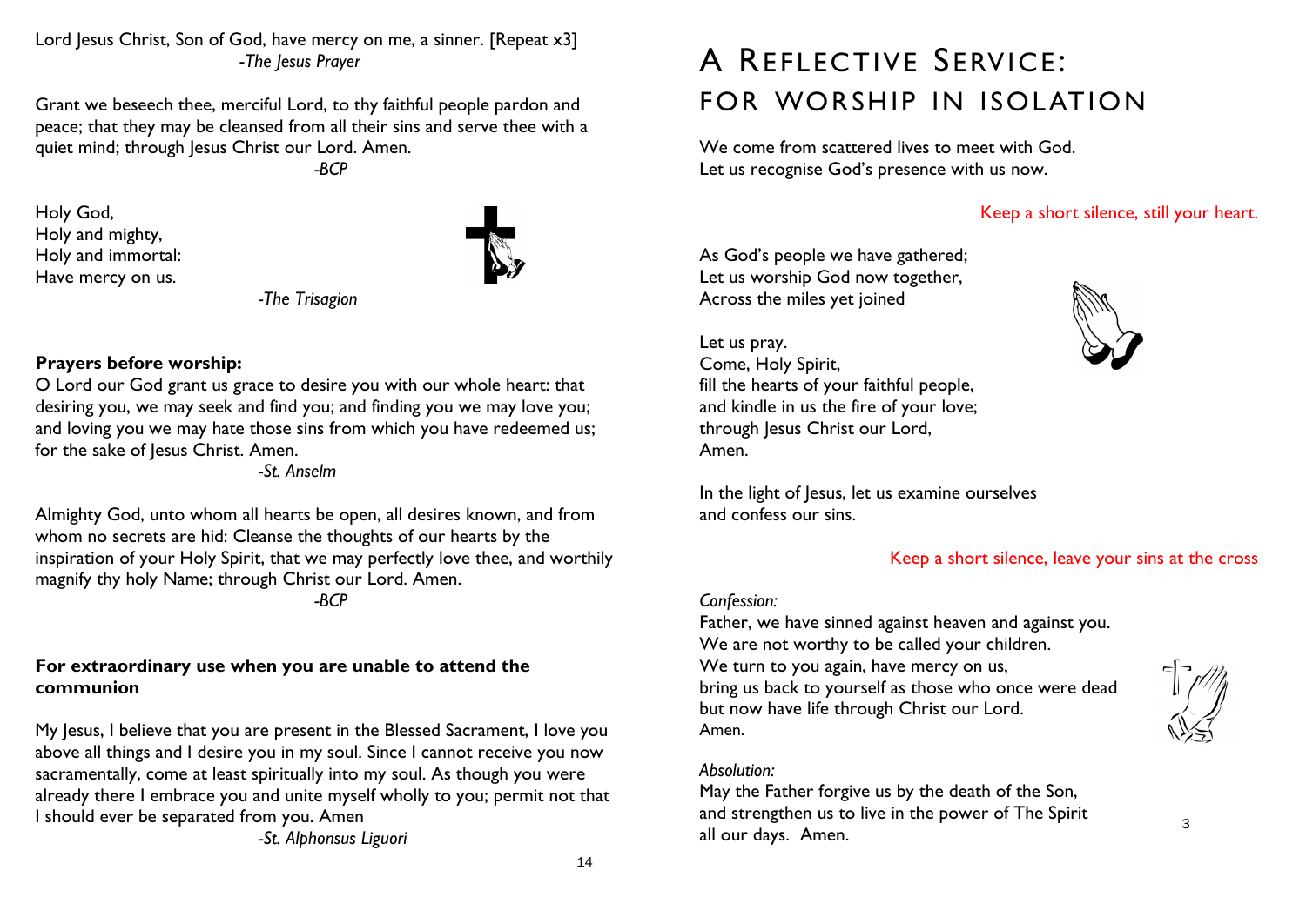Lord Jesus Christ, Son of God, have mercy on me, a sinner. [Repeat x3]

*-The Jesus Prayer*

Grant we beseech thee, merciful Lord, to thy faithful people pardon and peace; that they may be cleansed from all their sins and serve thee with a quiet mind; through Jesus Christ our Lord. Amen.

*-BCP*

Holy God,
Holy and mighty,
Holy and immortal:
Have mercy on us.

*-The Trisagion*

**Prayers before worship:**

O Lord our God grant us grace to desire you with our whole heart: that desiring you, we may seek and find you; and finding you we may love you; and loving you we may hate those sins from which you have redeemed us; for the sake of Jesus Christ. Amen.

*-St. Anselm*

Almighty God, unto whom all hearts be open, all desires known, and from whom no secrets are hid: Cleanse the thoughts of our hearts by the inspiration of your Holy Spirit, that we may perfectly love thee, and worthily magnify thy holy Name; through Christ our Lord. Amen.

*-BCP*

**For extraordinary use when you are unable to attend the communion**

My Jesus, I believe that you are present in the Blessed Sacrament, I love you above all things and I desire you in my soul. Since I cannot receive you now sacramentally, come at least spiritually into my soul. As though you were already there I embrace you and unite myself wholly to you; permit not that I should ever be separated from you. Amen

*-St. Alphonsus Liguori*

# A Reflective Service: for Worship in Isolation

We come from scattered lives to meet with God.
Let us recognise God's presence with us now.

Keep a short silence, still your heart.

As God's people we have gathered;
Let us worship God now together,
Across the miles yet joined

Let us pray.
Come, Holy Spirit,
fill the hearts of your faithful people,
and kindle in us the fire of your love;
through Jesus Christ our Lord,
Amen.

In the light of Jesus, let us examine ourselves
and confess our sins.

Keep a short silence, leave your sins at the cross

*Confession:*

Father, we have sinned against heaven and against you.
We are not worthy to be called your children.
We turn to you again, have mercy on us,
bring us back to yourself as those who once were dead
but now have life through Christ our Lord.
Amen.

*Absolution:*

May the Father forgive us by the death of the Son,
and strengthen us to live in the power of The Spirit
all our days. Amen.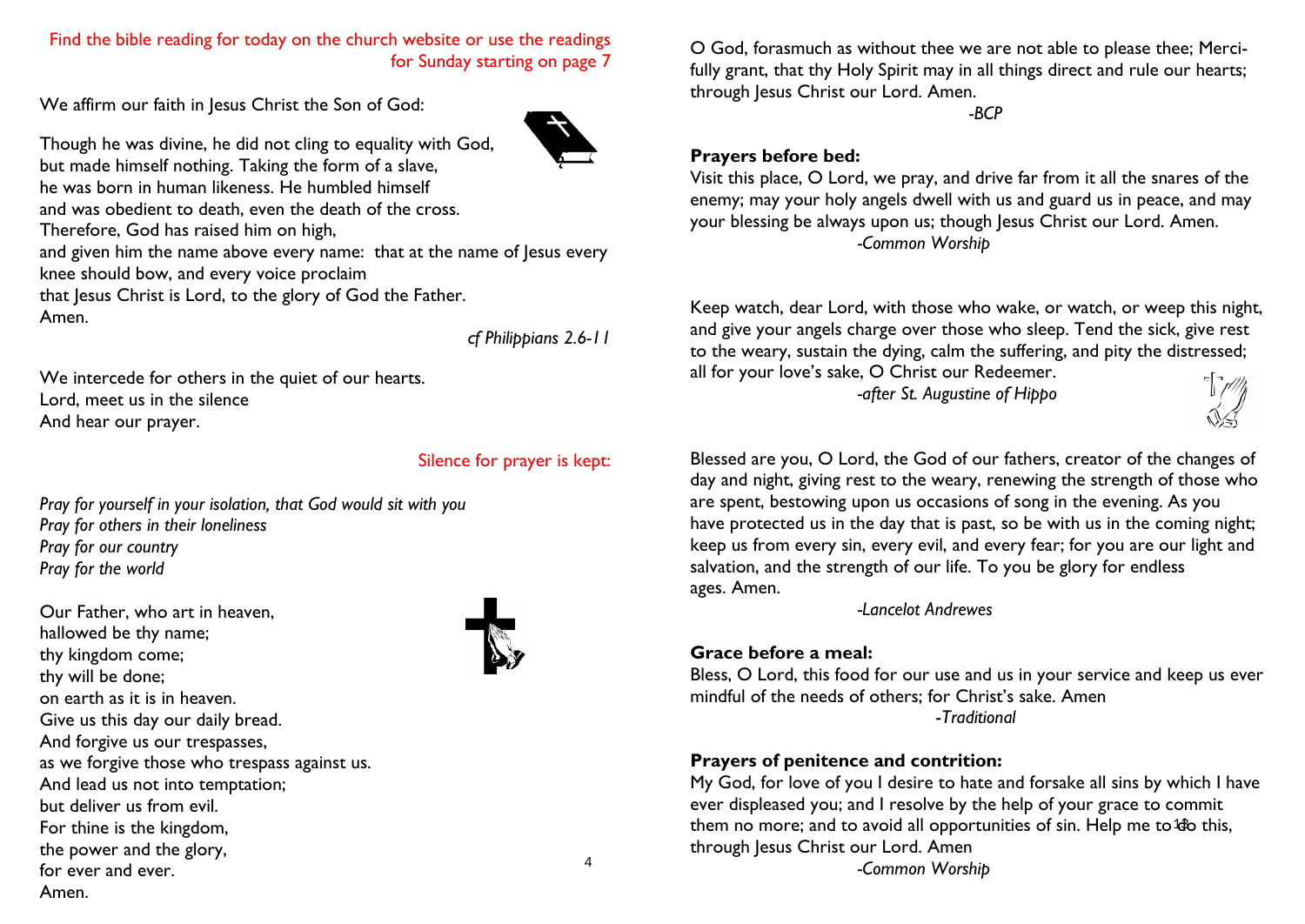Find the bible reading for today on the church website or use the readings for Sunday starting on page 7

We affirm our faith in Jesus Christ the Son of God:

Though he was divine, he did not cling to equality with God,
but made himself nothing. Taking the form of a slave,
he was born in human likeness. He humbled himself
and was obedient to death, even the death of the cross.
Therefore, God has raised him on high,
and given him the name above every name: that at the name of Jesus every knee should bow, and every voice proclaim
that Jesus Christ is Lord, to the glory of God the Father.
Amen.

*cf Philippians 2.6-11*

We intercede for others in the quiet of our hearts.
Lord, meet us in the silence
And hear our prayer.

Silence for prayer is kept:

*Pray for yourself in your isolation, that God would sit with you*
*Pray for others in their loneliness*
*Pray for our country*
*Pray for the world*

Our Father, who art in heaven,
hallowed be thy name;
thy kingdom come;
thy will be done;
on earth as it is in heaven.
Give us this day our daily bread.
And forgive us our trespasses,
as we forgive those who trespass against us.
And lead us not into temptation;
but deliver us from evil.
For thine is the kingdom,
the power and the glory,
for ever and ever.
Amen.

O God, forasmuch as without thee we are not able to please thee; Mercifully grant, that thy Holy Spirit may in all things direct and rule our hearts; through Jesus Christ our Lord. Amen.

*-BCP*

**Prayers before bed:**

Visit this place, O Lord, we pray, and drive far from it all the snares of the enemy; may your holy angels dwell with us and guard us in peace, and may your blessing be always upon us; though Jesus Christ our Lord. Amen.

*-Common Worship*

Keep watch, dear Lord, with those who wake, or watch, or weep this night, and give your angels charge over those who sleep. Tend the sick, give rest to the weary, sustain the dying, calm the suffering, and pity the distressed; all for your love's sake, O Christ our Redeemer.

*-after St. Augustine of Hippo*

Blessed are you, O Lord, the God of our fathers, creator of the changes of day and night, giving rest to the weary, renewing the strength of those who are spent, bestowing upon us occasions of song in the evening. As you have protected us in the day that is past, so be with us in the coming night; keep us from every sin, every evil, and every fear; for you are our light and salvation, and the strength of our life. To you be glory for endless ages. Amen.

*-Lancelot Andrewes*

**Grace before a meal:**

Bless, O Lord, this food for our use and us in your service and keep us ever mindful of the needs of others; for Christ's sake. Amen

*-Traditional*

**Prayers of penitence and contrition:**

My God, for love of you I desire to hate and forsake all sins by which I have ever displeased you; and I resolve by the help of your grace to commit them no more; and to avoid all opportunities of sin. Help me to do this, through Jesus Christ our Lord. Amen

*-Common Worship*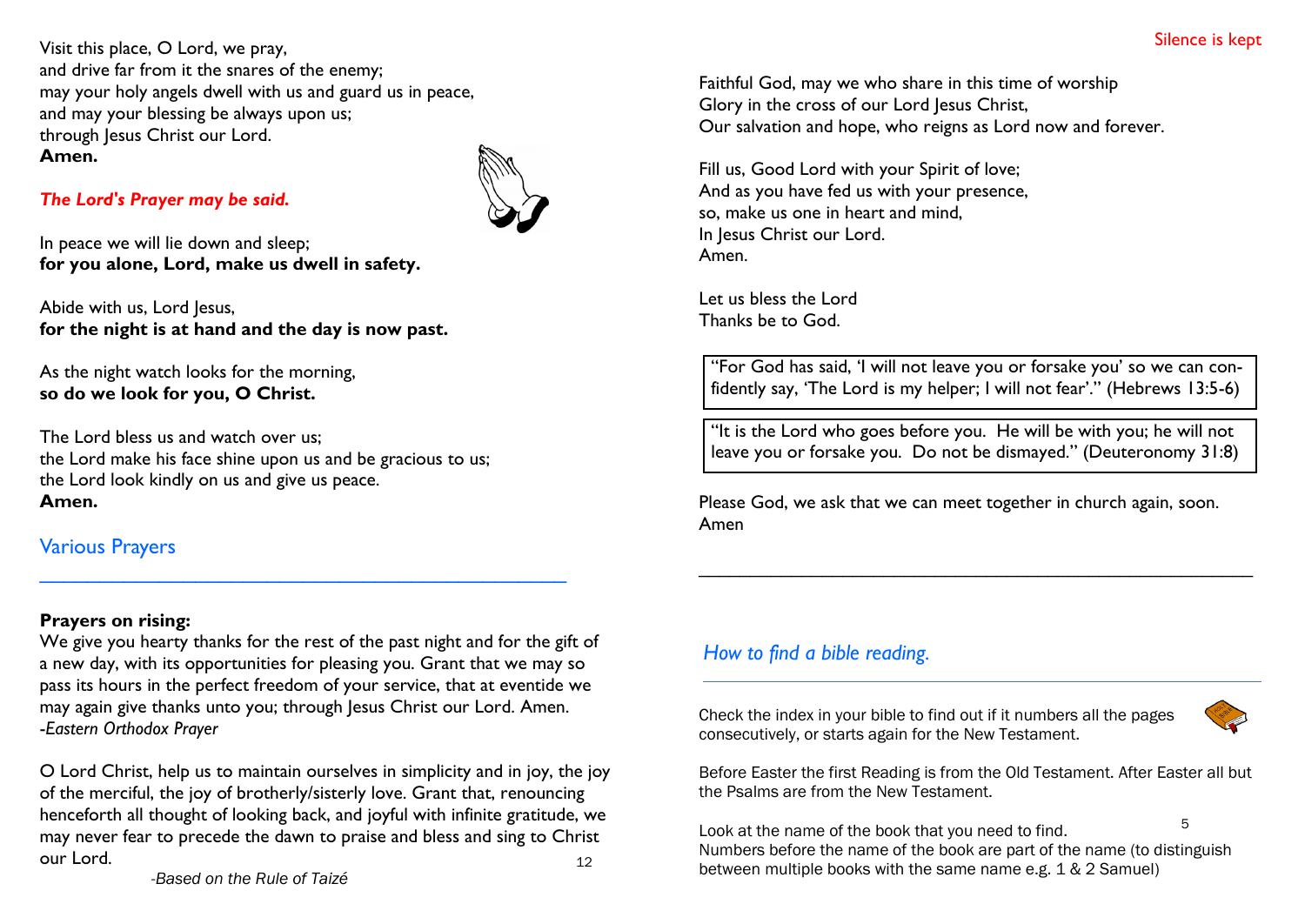Visit this place, O Lord, we pray,
and drive far from it the snares of the enemy;
may your holy angels dwell with us and guard us in peace,
and may your blessing be always upon us;
through Jesus Christ our Lord.
**Amen.**

***The Lord's Prayer may be said.***

In peace we will lie down and sleep;
**for you alone, Lord, make us dwell in safety.**

Abide with us, Lord Jesus,
**for the night is at hand and the day is now past.**

As the night watch looks for the morning,
**so do we look for you, O Christ.**

The Lord bless us and watch over us;
the Lord make his face shine upon us and be gracious to us;
the Lord look kindly on us and give us peace.
**Amen.**

## Various Prayers

---

**Prayers on rising:**
We give you hearty thanks for the rest of the past night and for the gift of a new day, with its opportunities for pleasing you. Grant that we may so pass its hours in the perfect freedom of your service, that at eventide we may again give thanks unto you; through Jesus Christ our Lord. Amen.
*-Eastern Orthodox Prayer*

O Lord Christ, help us to maintain ourselves in simplicity and in joy, the joy of the merciful, the joy of brotherly/sisterly love. Grant that, renouncing henceforth all thought of looking back, and joyful with infinite gratitude, we may never fear to precede the dawn to praise and bless and sing to Christ our Lord.
*-Based on the Rule of Taizé*

Silence is kept

Faithful God, may we who share in this time of worship
Glory in the cross of our Lord Jesus Christ,
Our salvation and hope, who reigns as Lord now and forever.

Fill us, Good Lord with your Spirit of love;
And as you have fed us with your presence,
so, make us one in heart and mind,
In Jesus Christ our Lord.
Amen.

Let us bless the Lord
Thanks be to God.

"For God has said, 'I will not leave you or forsake you' so we can confidently say, 'The Lord is my helper; I will not fear'." (Hebrews 13:5-6)

"It is the Lord who goes before you. He will be with you; he will not leave you or forsake you. Do not be dismayed." (Deuteronomy 31:8)

Please God, we ask that we can meet together in church again, soon.
Amen

---

## *How to find a bible reading.*

Check the index in your bible to find out if it numbers all the pages consecutively, or starts again for the New Testament.

Before Easter the first Reading is from the Old Testament. After Easter all but the Psalms are from the New Testament.

Look at the name of the book that you need to find.
Numbers before the name of the book are part of the name (to distinguish between multiple books with the same name e.g. 1 & 2 Samuel)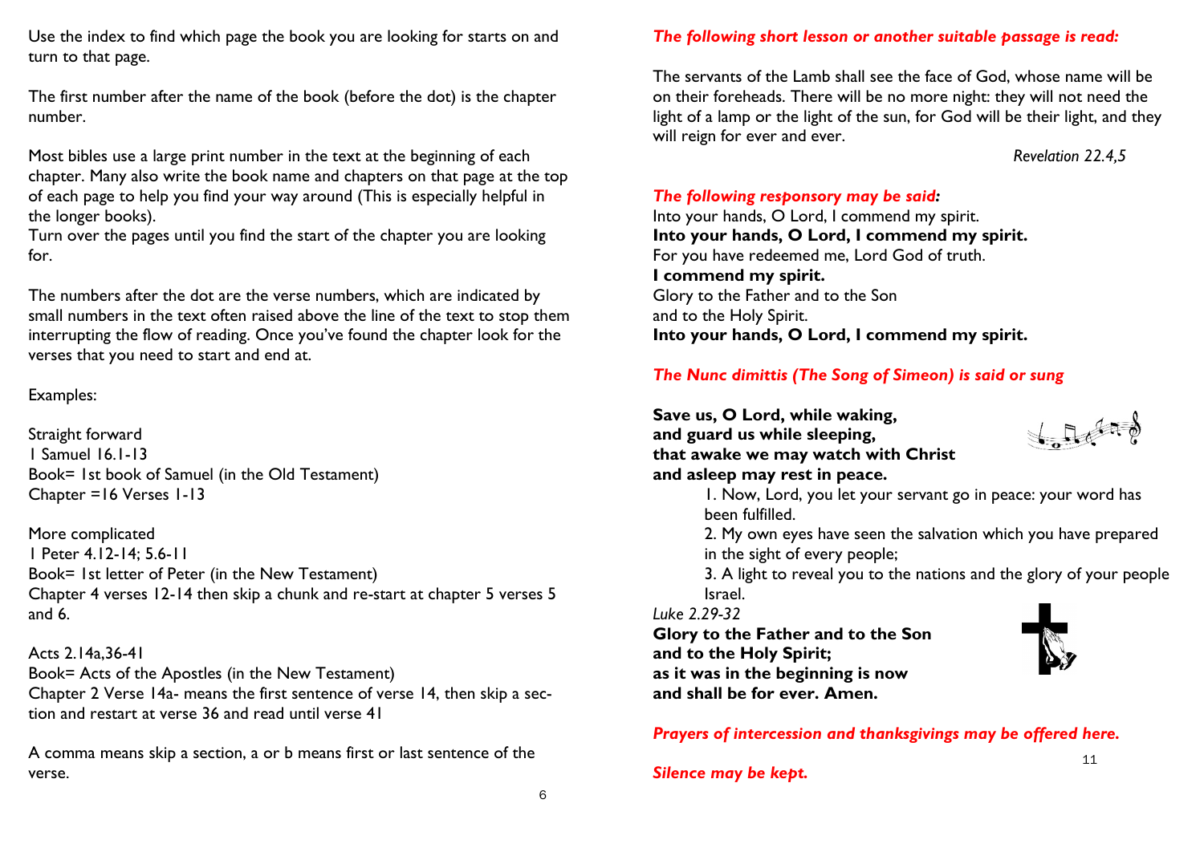Use the index to find which page the book you are looking for starts on and turn to that page.

The first number after the name of the book (before the dot) is the chapter number.

Most bibles use a large print number in the text at the beginning of each chapter. Many also write the book name and chapters on that page at the top of each page to help you find your way around (This is especially helpful in the longer books).
Turn over the pages until you find the start of the chapter you are looking for.

The numbers after the dot are the verse numbers, which are indicated by small numbers in the text often raised above the line of the text to stop them interrupting the flow of reading. Once you've found the chapter look for the verses that you need to start and end at.

Examples:

Straight forward
1 Samuel 16.1-13
Book= 1st book of Samuel (in the Old Testament)
Chapter =16 Verses 1-13

More complicated
1 Peter 4.12-14; 5.6-11
Book= 1st letter of Peter (in the New Testament)
Chapter 4 verses 12-14 then skip a chunk and re-start at chapter 5 verses 5 and 6.

Acts 2.14a,36-41
Book= Acts of the Apostles (in the New Testament)
Chapter 2 Verse 14a- means the first sentence of verse 14, then skip a section and restart at verse 36 and read until verse 41

A comma means skip a section, a or b means first or last sentence of the verse.

***The following short lesson or another suitable passage is read:***

The servants of the Lamb shall see the face of God, whose name will be on their foreheads. There will be no more night: they will not need the light of a lamp or the light of the sun, for God will be their light, and they will reign for ever and ever.

*Revelation 22.4,5*

***The following responsory may be said:***
Into your hands, O Lord, I commend my spirit.
**Into your hands, O Lord, I commend my spirit.**
For you have redeemed me, Lord God of truth.
**I commend my spirit.**
Glory to the Father and to the Son
and to the Holy Spirit.
**Into your hands, O Lord, I commend my spirit.**

***The Nunc dimittis (The Song of Simeon) is said or sung***

**Save us, O Lord, while waking,
and guard us while sleeping,
that awake we may watch with Christ
and asleep may rest in peace.**

1. Now, Lord, you let your servant go in peace: your word has been fulfilled.
2. My own eyes have seen the salvation which you have prepared in the sight of every people;
3. A light to reveal you to the nations and the glory of your people Israel.

*Luke 2.29-32*

**Glory to the Father and to the Son
and to the Holy Spirit;
as it was in the beginning is now
and shall be for ever. Amen.**

***Prayers of intercession and thanksgivings may be offered here.***

***Silence may be kept.***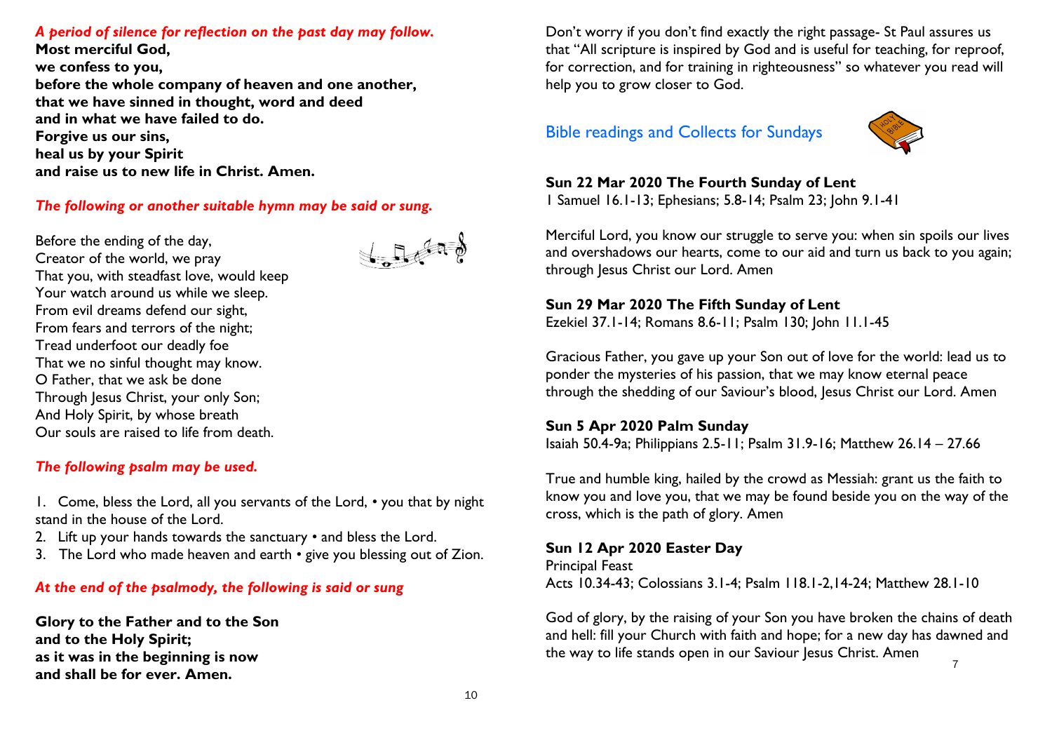*A period of silence for reflection on the past day may follow.*

**Most merciful God,**
**we confess to you,**
**before the whole company of heaven and one another,**
**that we have sinned in thought, word and deed**
**and in what we have failed to do.**
**Forgive us our sins,**
**heal us by your Spirit**
**and raise us to new life in Christ. Amen.**

*The following or another suitable hymn may be said or sung.*

Before the ending of the day,
Creator of the world, we pray
That you, with steadfast love, would keep
Your watch around us while we sleep.
From evil dreams defend our sight,
From fears and terrors of the night;
Tread underfoot our deadly foe
That we no sinful thought may know.
O Father, that we ask be done
Through Jesus Christ, your only Son;
And Holy Spirit, by whose breath
Our souls are raised to life from death.

*The following psalm may be used.*

1. Come, bless the Lord, all you servants of the Lord, • you that by night stand in the house of the Lord.
2. Lift up your hands towards the sanctuary • and bless the Lord.
3. The Lord who made heaven and earth • give you blessing out of Zion.

*At the end of the psalmody, the following is said or sung*

**Glory to the Father and to the Son**
**and to the Holy Spirit;**
**as it was in the beginning is now**
**and shall be for ever. Amen.**

Don't worry if you don't find exactly the right passage- St Paul assures us that "All scripture is inspired by God and is useful for teaching, for reproof, for correction, and for training in righteousness" so whatever you read will help you to grow closer to God.

## Bible readings and Collects for Sundays

**Sun 22 Mar 2020 The Fourth Sunday of Lent**
1 Samuel 16.1-13; Ephesians; 5.8-14; Psalm 23; John 9.1-41

Merciful Lord, you know our struggle to serve you: when sin spoils our lives and overshadows our hearts, come to our aid and turn us back to you again; through Jesus Christ our Lord. Amen

**Sun 29 Mar 2020 The Fifth Sunday of Lent**
Ezekiel 37.1-14; Romans 8.6-11; Psalm 130; John 11.1-45

Gracious Father, you gave up your Son out of love for the world: lead us to ponder the mysteries of his passion, that we may know eternal peace through the shedding of our Saviour's blood, Jesus Christ our Lord. Amen

**Sun 5 Apr 2020 Palm Sunday**
Isaiah 50.4-9a; Philippians 2.5-11; Psalm 31.9-16; Matthew 26.14 – 27.66

True and humble king, hailed by the crowd as Messiah: grant us the faith to know you and love you, that we may be found beside you on the way of the cross, which is the path of glory. Amen

**Sun 12 Apr 2020 Easter Day**
Principal Feast
Acts 10.34-43; Colossians 3.1-4; Psalm 118.1-2,14-24; Matthew 28.1-10

God of glory, by the raising of your Son you have broken the chains of death and hell: fill your Church with faith and hope; for a new day has dawned and the way to life stands open in our Saviour Jesus Christ. Amen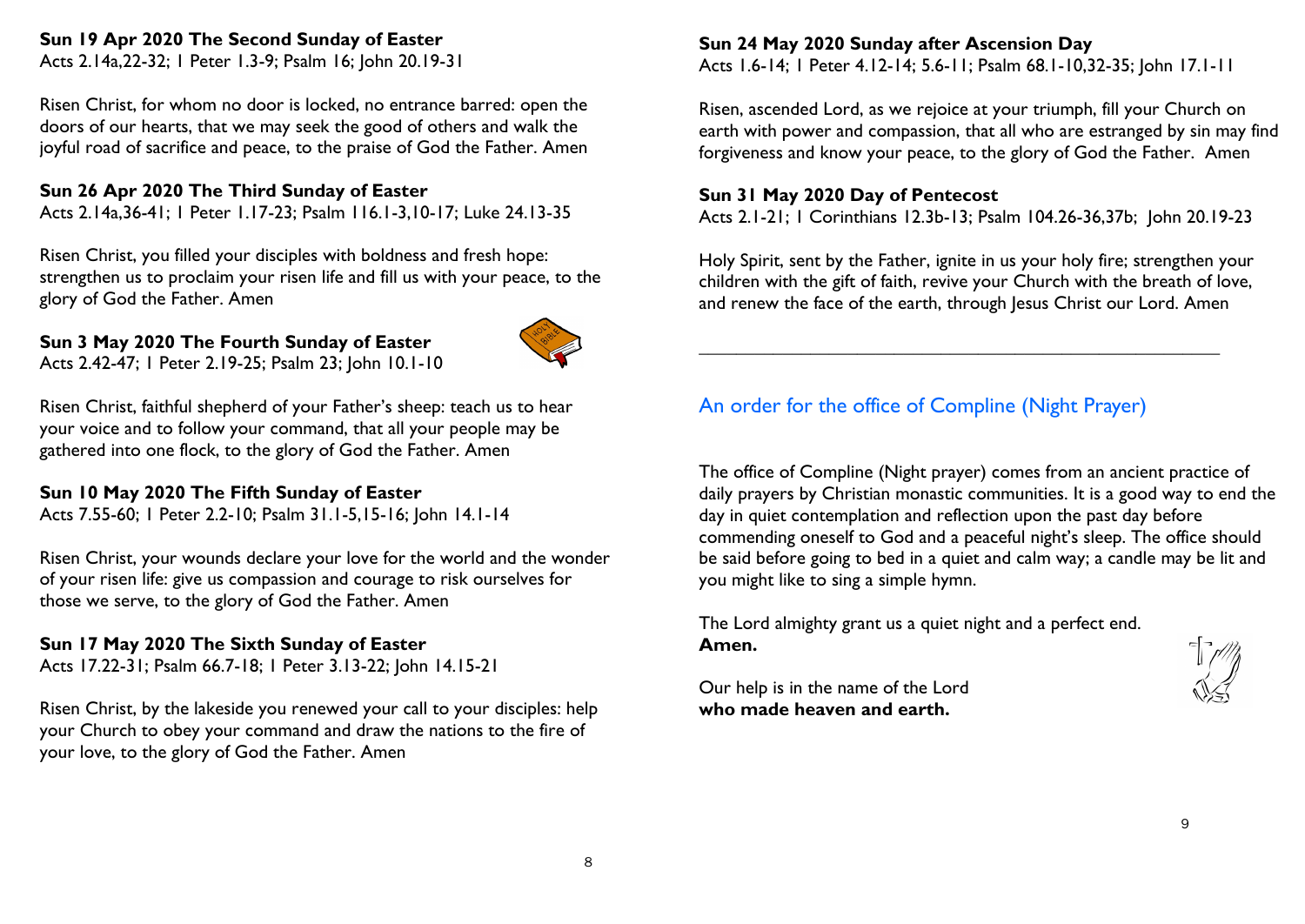**Sun 19 Apr 2020 The Second Sunday of Easter**
Acts 2.14a,22-32; 1 Peter 1.3-9; Psalm 16; John 20.19-31

Risen Christ, for whom no door is locked, no entrance barred: open the doors of our hearts, that we may seek the good of others and walk the joyful road of sacrifice and peace, to the praise of God the Father. Amen

**Sun 26 Apr 2020 The Third Sunday of Easter**
Acts 2.14a,36-41; 1 Peter 1.17-23; Psalm 116.1-3,10-17; Luke 24.13-35

Risen Christ, you filled your disciples with boldness and fresh hope: strengthen us to proclaim your risen life and fill us with your peace, to the glory of God the Father. Amen

**Sun 3 May 2020 The Fourth Sunday of Easter**
Acts 2.42-47; 1 Peter 2.19-25; Psalm 23; John 10.1-10

Risen Christ, faithful shepherd of your Father's sheep: teach us to hear your voice and to follow your command, that all your people may be gathered into one flock, to the glory of God the Father. Amen

**Sun 10 May 2020 The Fifth Sunday of Easter**
Acts 7.55-60; 1 Peter 2.2-10; Psalm 31.1-5,15-16; John 14.1-14

Risen Christ, your wounds declare your love for the world and the wonder of your risen life: give us compassion and courage to risk ourselves for those we serve, to the glory of God the Father. Amen

**Sun 17 May 2020 The Sixth Sunday of Easter**
Acts 17.22-31; Psalm 66.7-18; 1 Peter 3.13-22; John 14.15-21

Risen Christ, by the lakeside you renewed your call to your disciples: help your Church to obey your command and draw the nations to the fire of your love, to the glory of God the Father. Amen

**Sun 24 May 2020 Sunday after Ascension Day**
Acts 1.6-14; 1 Peter 4.12-14; 5.6-11; Psalm 68.1-10,32-35; John 17.1-11

Risen, ascended Lord, as we rejoice at your triumph, fill your Church on earth with power and compassion, that all who are estranged by sin may find forgiveness and know your peace, to the glory of God the Father. Amen

**Sun 31 May 2020 Day of Pentecost**
Acts 2.1-21; 1 Corinthians 12.3b-13; Psalm 104.26-36,37b; John 20.19-23

Holy Spirit, sent by the Father, ignite in us your holy fire; strengthen your children with the gift of faith, revive your Church with the breath of love, and renew the face of the earth, through Jesus Christ our Lord. Amen

---

## An order for the office of Compline (Night Prayer)

The office of Compline (Night prayer) comes from an ancient practice of daily prayers by Christian monastic communities. It is a good way to end the day in quiet contemplation and reflection upon the past day before commending oneself to God and a peaceful night's sleep. The office should be said before going to bed in a quiet and calm way; a candle may be lit and you might like to sing a simple hymn.

The Lord almighty grant us a quiet night and a perfect end.
**Amen.**

Our help is in the name of the Lord
**who made heaven and earth.**